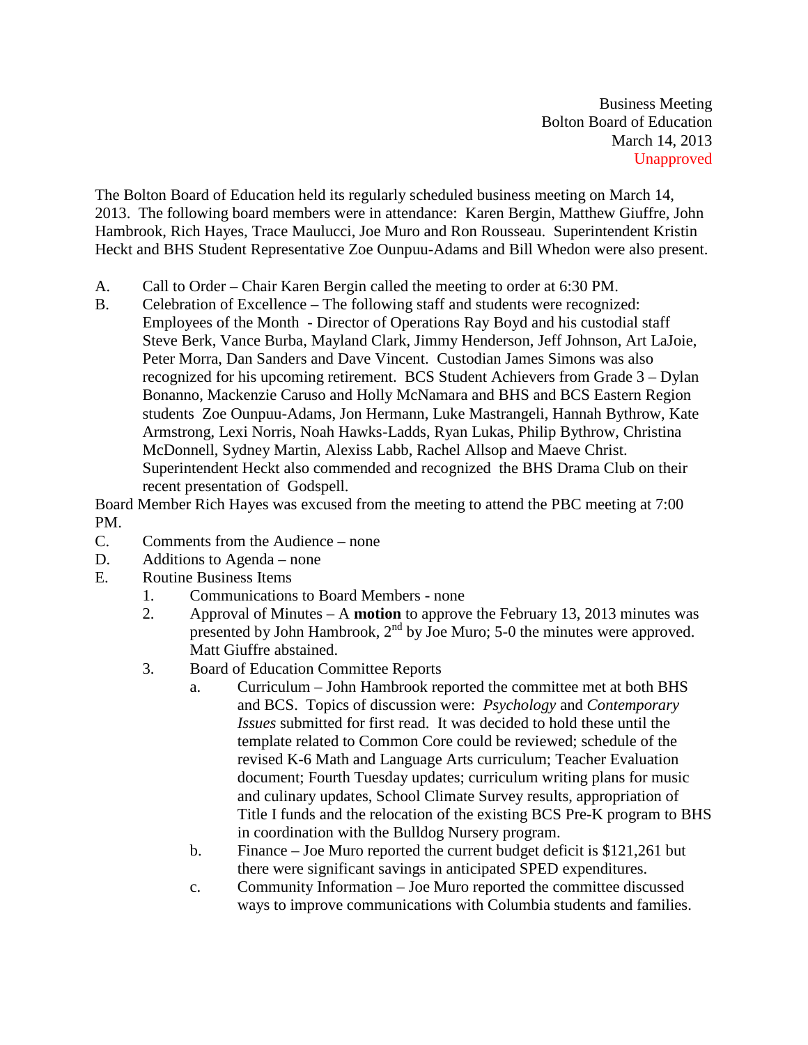Business Meeting
Bolton Board of Education
March 14, 2013
Unapproved

The Bolton Board of Education held its regularly scheduled business meeting on March 14, 2013. The following board members were in attendance: Karen Bergin, Matthew Giuffre, John Hambrook, Rich Hayes, Trace Maulucci, Joe Muro and Ron Rousseau. Superintendent Kristin Heckt and BHS Student Representative Zoe Ounpuu-Adams and Bill Whedon were also present.

A. Call to Order – Chair Karen Bergin called the meeting to order at 6:30 PM.

B. Celebration of Excellence – The following staff and students were recognized: Employees of the Month - Director of Operations Ray Boyd and his custodial staff Steve Berk, Vance Burba, Mayland Clark, Jimmy Henderson, Jeff Johnson, Art LaJoie, Peter Morra, Dan Sanders and Dave Vincent. Custodian James Simons was also recognized for his upcoming retirement. BCS Student Achievers from Grade 3 – Dylan Bonanno, Mackenzie Caruso and Holly McNamara and BHS and BCS Eastern Region students Zoe Ounpuu-Adams, Jon Hermann, Luke Mastrangeli, Hannah Bythrow, Kate Armstrong, Lexi Norris, Noah Hawks-Ladds, Ryan Lukas, Philip Bythrow, Christina McDonnell, Sydney Martin, Alexiss Labb, Rachel Allsop and Maeve Christ. Superintendent Heckt also commended and recognized the BHS Drama Club on their recent presentation of Godspell.

Board Member Rich Hayes was excused from the meeting to attend the PBC meeting at 7:00 PM.

C. Comments from the Audience – none

D. Additions to Agenda – none

E. Routine Business Items
   1. Communications to Board Members - none
   2. Approval of Minutes – A **motion** to approve the February 13, 2013 minutes was presented by John Hambrook, 2nd by Joe Muro; 5-0 the minutes were approved. Matt Giuffre abstained.
   3. Board of Education Committee Reports
      a. Curriculum – John Hambrook reported the committee met at both BHS and BCS. Topics of discussion were: *Psychology* and *Contemporary Issues* submitted for first read. It was decided to hold these until the template related to Common Core could be reviewed; schedule of the revised K-6 Math and Language Arts curriculum; Teacher Evaluation document; Fourth Tuesday updates; curriculum writing plans for music and culinary updates, School Climate Survey results, appropriation of Title I funds and the relocation of the existing BCS Pre-K program to BHS in coordination with the Bulldog Nursery program.
      b. Finance – Joe Muro reported the current budget deficit is $121,261 but there were significant savings in anticipated SPED expenditures.
      c. Community Information – Joe Muro reported the committee discussed ways to improve communications with Columbia students and families.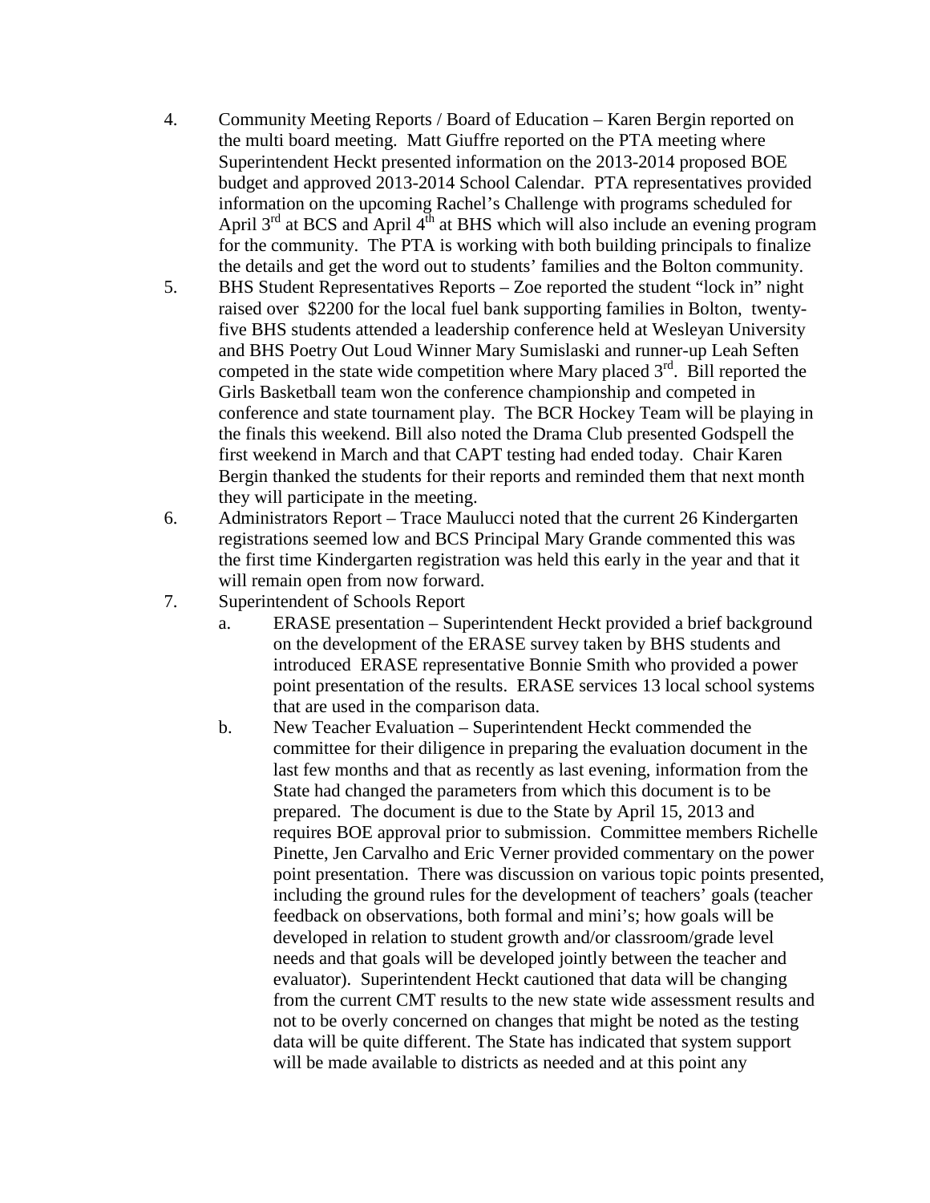4. Community Meeting Reports / Board of Education – Karen Bergin reported on the multi board meeting. Matt Giuffre reported on the PTA meeting where Superintendent Heckt presented information on the 2013-2014 proposed BOE budget and approved 2013-2014 School Calendar. PTA representatives provided information on the upcoming Rachel's Challenge with programs scheduled for April 3rd at BCS and April 4th at BHS which will also include an evening program for the community. The PTA is working with both building principals to finalize the details and get the word out to students' families and the Bolton community.
5. BHS Student Representatives Reports – Zoe reported the student "lock in" night raised over $2200 for the local fuel bank supporting families in Bolton, twenty-five BHS students attended a leadership conference held at Wesleyan University and BHS Poetry Out Loud Winner Mary Sumislaski and runner-up Leah Seften competed in the state wide competition where Mary placed 3rd. Bill reported the Girls Basketball team won the conference championship and competed in conference and state tournament play. The BCR Hockey Team will be playing in the finals this weekend. Bill also noted the Drama Club presented Godspell the first weekend in March and that CAPT testing had ended today. Chair Karen Bergin thanked the students for their reports and reminded them that next month they will participate in the meeting.
6. Administrators Report – Trace Maulucci noted that the current 26 Kindergarten registrations seemed low and BCS Principal Mary Grande commented this was the first time Kindergarten registration was held this early in the year and that it will remain open from now forward.
7. Superintendent of Schools Report
   a. ERASE presentation – Superintendent Heckt provided a brief background on the development of the ERASE survey taken by BHS students and introduced ERASE representative Bonnie Smith who provided a power point presentation of the results. ERASE services 13 local school systems that are used in the comparison data.
   b. New Teacher Evaluation – Superintendent Heckt commended the committee for their diligence in preparing the evaluation document in the last few months and that as recently as last evening, information from the State had changed the parameters from which this document is to be prepared. The document is due to the State by April 15, 2013 and requires BOE approval prior to submission. Committee members Richelle Pinette, Jen Carvalho and Eric Verner provided commentary on the power point presentation. There was discussion on various topic points presented, including the ground rules for the development of teachers' goals (teacher feedback on observations, both formal and mini's; how goals will be developed in relation to student growth and/or classroom/grade level needs and that goals will be developed jointly between the teacher and evaluator). Superintendent Heckt cautioned that data will be changing from the current CMT results to the new state wide assessment results and not to be overly concerned on changes that might be noted as the testing data will be quite different. The State has indicated that system support will be made available to districts as needed and at this point any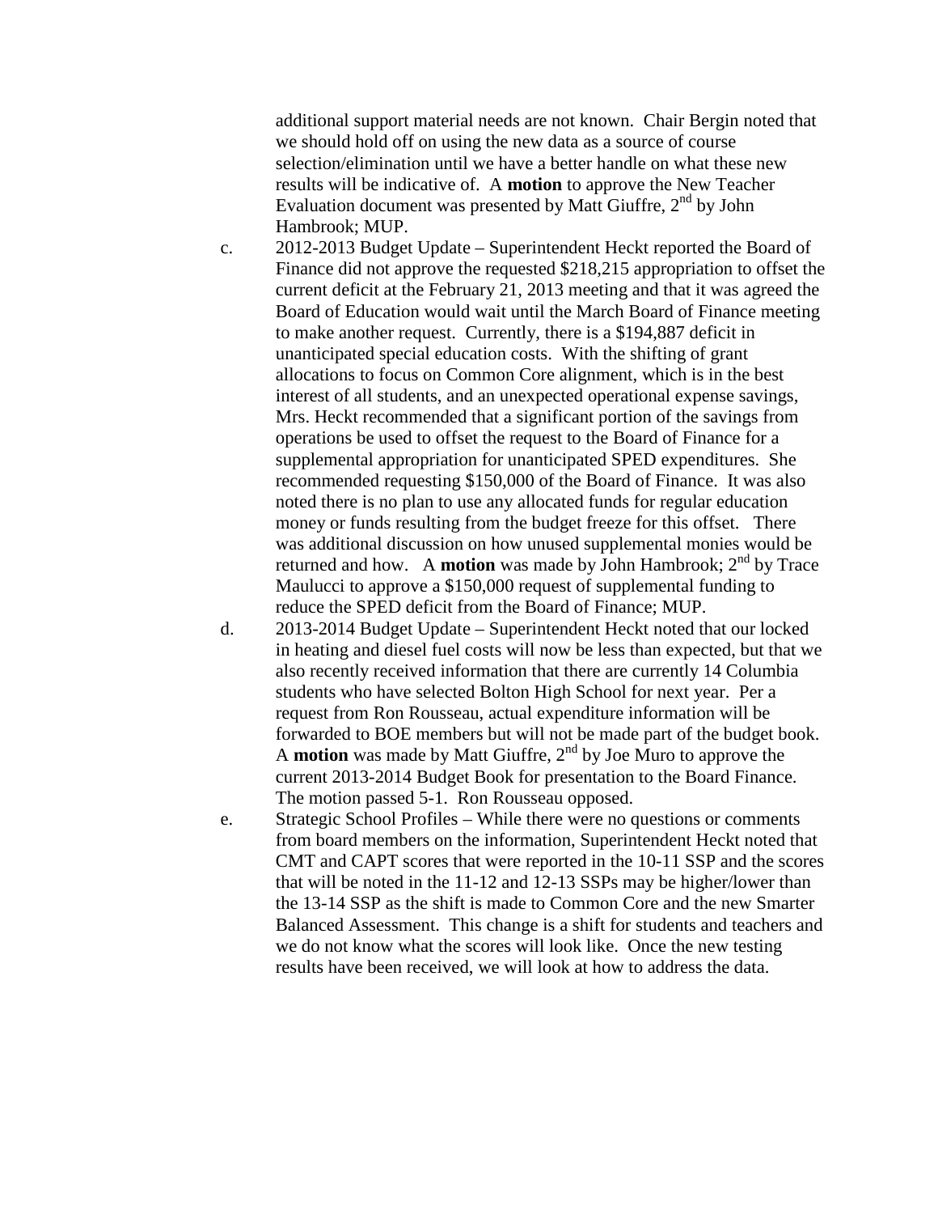additional support material needs are not known. Chair Bergin noted that we should hold off on using the new data as a source of course selection/elimination until we have a better handle on what these new results will be indicative of. A **motion** to approve the New Teacher Evaluation document was presented by Matt Giuffre, 2nd by John Hambrook; MUP.

c. 2012-2013 Budget Update – Superintendent Heckt reported the Board of Finance did not approve the requested $218,215 appropriation to offset the current deficit at the February 21, 2013 meeting and that it was agreed the Board of Education would wait until the March Board of Finance meeting to make another request. Currently, there is a $194,887 deficit in unanticipated special education costs. With the shifting of grant allocations to focus on Common Core alignment, which is in the best interest of all students, and an unexpected operational expense savings, Mrs. Heckt recommended that a significant portion of the savings from operations be used to offset the request to the Board of Finance for a supplemental appropriation for unanticipated SPED expenditures. She recommended requesting $150,000 of the Board of Finance. It was also noted there is no plan to use any allocated funds for regular education money or funds resulting from the budget freeze for this offset. There was additional discussion on how unused supplemental monies would be returned and how. A **motion** was made by John Hambrook; 2nd by Trace Maulucci to approve a $150,000 request of supplemental funding to reduce the SPED deficit from the Board of Finance; MUP.

d. 2013-2014 Budget Update – Superintendent Heckt noted that our locked in heating and diesel fuel costs will now be less than expected, but that we also recently received information that there are currently 14 Columbia students who have selected Bolton High School for next year. Per a request from Ron Rousseau, actual expenditure information will be forwarded to BOE members but will not be made part of the budget book. A **motion** was made by Matt Giuffre, 2nd by Joe Muro to approve the current 2013-2014 Budget Book for presentation to the Board Finance. The motion passed 5-1. Ron Rousseau opposed.

e. Strategic School Profiles – While there were no questions or comments from board members on the information, Superintendent Heckt noted that CMT and CAPT scores that were reported in the 10-11 SSP and the scores that will be noted in the 11-12 and 12-13 SSPs may be higher/lower than the 13-14 SSP as the shift is made to Common Core and the new Smarter Balanced Assessment. This change is a shift for students and teachers and we do not know what the scores will look like. Once the new testing results have been received, we will look at how to address the data.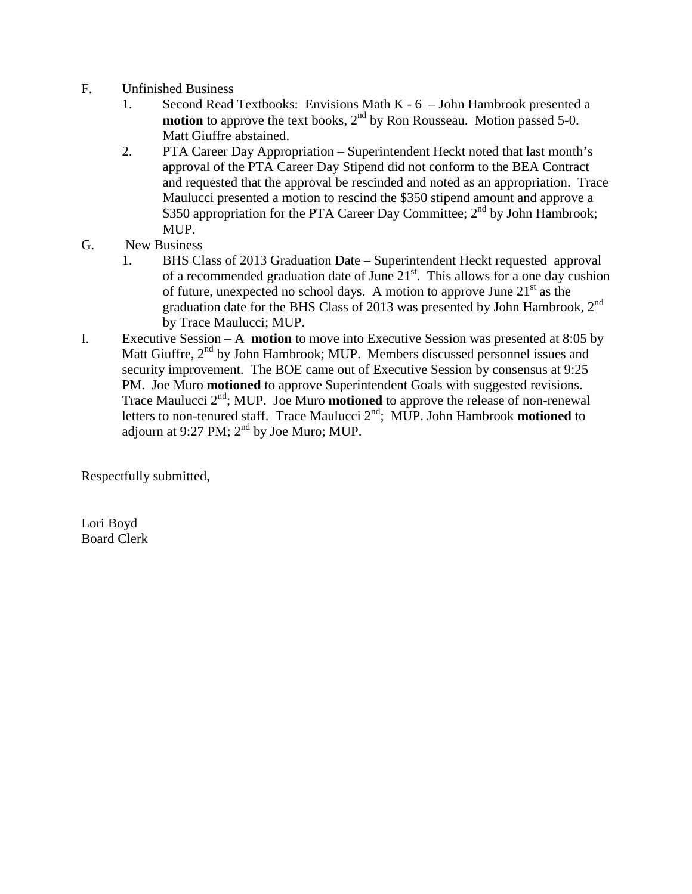F. Unfinished Business

1. Second Read Textbooks: Envisions Math K - 6 – John Hambrook presented a **motion** to approve the text books, 2nd by Ron Rousseau. Motion passed 5-0. Matt Giuffre abstained.
2. PTA Career Day Appropriation – Superintendent Heckt noted that last month's approval of the PTA Career Day Stipend did not conform to the BEA Contract and requested that the approval be rescinded and noted as an appropriation. Trace Maulucci presented a motion to rescind the $350 stipend amount and approve a $350 appropriation for the PTA Career Day Committee; 2nd by John Hambrook; MUP.

G. New Business

1. BHS Class of 2013 Graduation Date – Superintendent Heckt requested approval of a recommended graduation date of June 21st. This allows for a one day cushion of future, unexpected no school days. A motion to approve June 21st as the graduation date for the BHS Class of 2013 was presented by John Hambrook, 2nd by Trace Maulucci; MUP.

I. Executive Session – A **motion** to move into Executive Session was presented at 8:05 by Matt Giuffre, 2nd by John Hambrook; MUP. Members discussed personnel issues and security improvement. The BOE came out of Executive Session by consensus at 9:25 PM. Joe Muro **motioned** to approve Superintendent Goals with suggested revisions. Trace Maulucci 2nd; MUP. Joe Muro **motioned** to approve the release of non-renewal letters to non-tenured staff. Trace Maulucci 2nd; MUP. John Hambrook **motioned** to adjourn at 9:27 PM; 2nd by Joe Muro; MUP.

Respectfully submitted,

Lori Boyd
Board Clerk